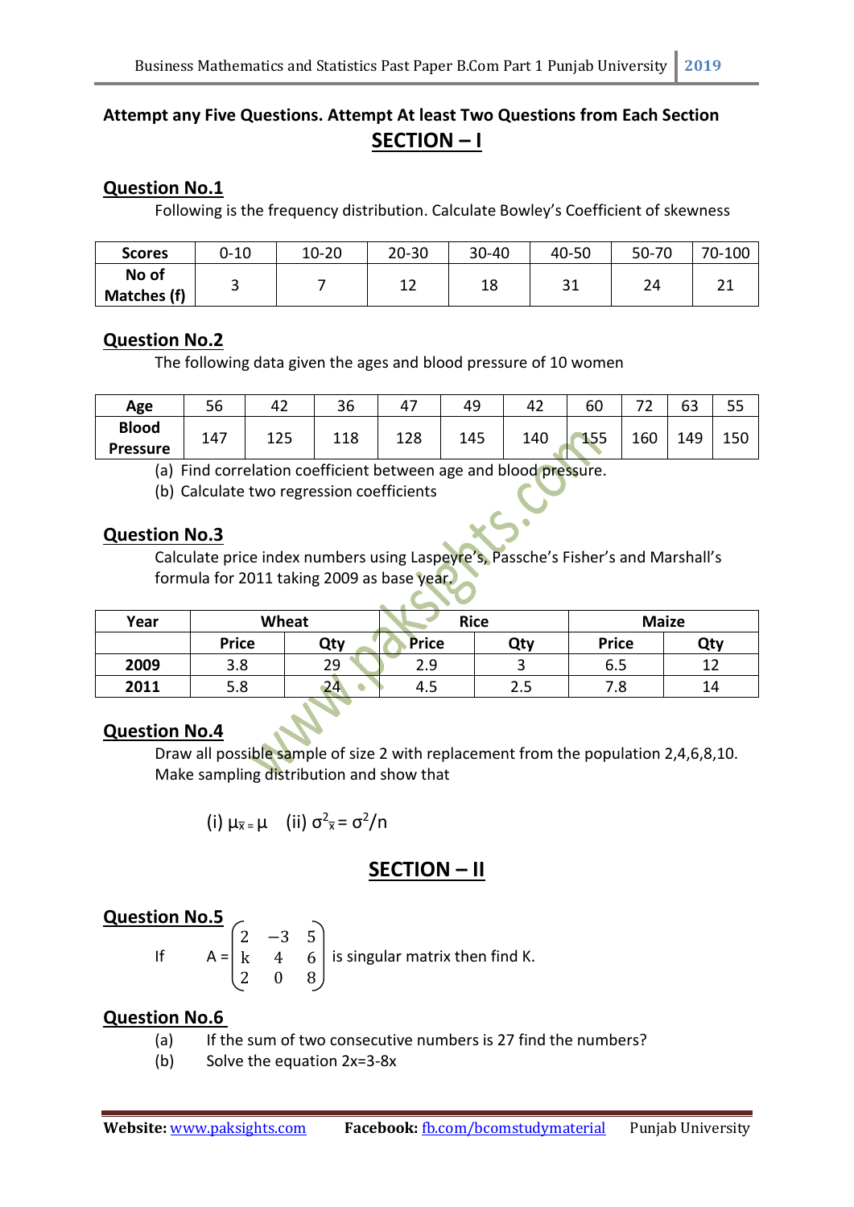**Attempt any Five Questions. Attempt At least Two Questions from Each Section**

## SECTION – I

### Question No.1

Following is the frequency distribution. Calculate Bowley's Coefficient of skewness

| Scores | 0-10 | 10-20 | 20-30 | 30-40 | 40-50 | 50-70 | 70-100 |
|---|---|---|---|---|---|---|---|
| No of Matches (f) | 3 | 7 | 12 | 18 | 31 | 24 | 21 |

### Question No.2

The following data given the ages and blood pressure of 10 women

| Age | 56 | 42 | 36 | 47 | 49 | 42 | 60 | 72 | 63 | 55 |
|---|---|---|---|---|---|---|---|---|---|---|
| Blood Pressure | 147 | 125 | 118 | 128 | 145 | 140 | 155 | 160 | 149 | 150 |

(a) Find correlation coefficient between age and blood pressure.

(b) Calculate two regression coefficients

### Question No.3

Calculate price index numbers using Laspeyre's, Passche's Fisher's and Marshall's formula for 2011 taking 2009 as base year.

| Year | Wheat | | Rice | | Maize | |
|---|---|---|---|---|---|---|
| | Price | Qty | Price | Qty | Price | Qty |
| **2009** | 3.8 | 29 | 2.9 | 3 | 6.5 | 12 |
| **2011** | 5.8 | 24 | 4.5 | 2.5 | 7.8 | 14 |

### Question No.4

Draw all possible sample of size 2 with replacement from the population 2,4,6,8,10. Make sampling distribution and show that

(i) $\mu_{\bar{x}} = \mu$ (ii) $\sigma^2_{\bar{x}} = \sigma^2/n$

## SECTION – II

### Question No.5

If $A = \begin{pmatrix} 2 & -3 & 5 \\ k & 4 & 6 \\ 2 & 0 & 8 \end{pmatrix}$ is singular matrix then find K.

### Question No.6

(a) If the sum of two consecutive numbers is 27 find the numbers?

(b) Solve the equation 2x=3-8x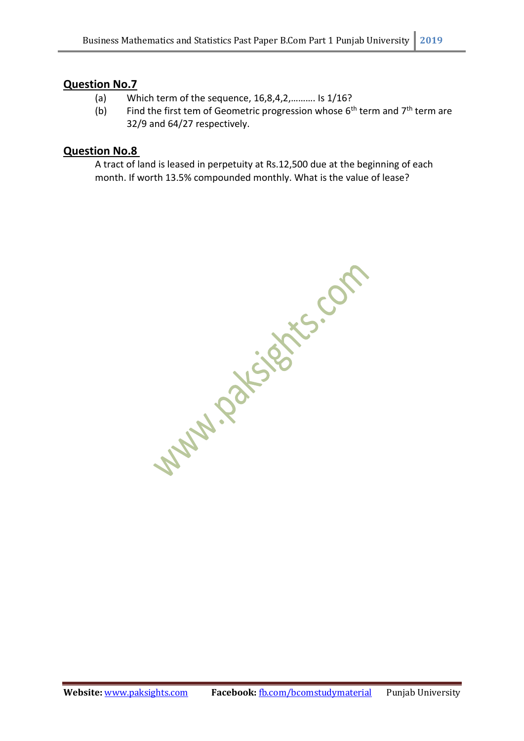## Question No.7

(a) Which term of the sequence, 16,8,4,2,………. Is 1/16?

(b) Find the first tem of Geometric progression whose $6^{th}$ term and $7^{th}$ term are 32/9 and 64/27 respectively.

## Question No.8

A tract of land is leased in perpetuity at Rs.12,500 due at the beginning of each month. If worth 13.5% compounded monthly. What is the value of lease?